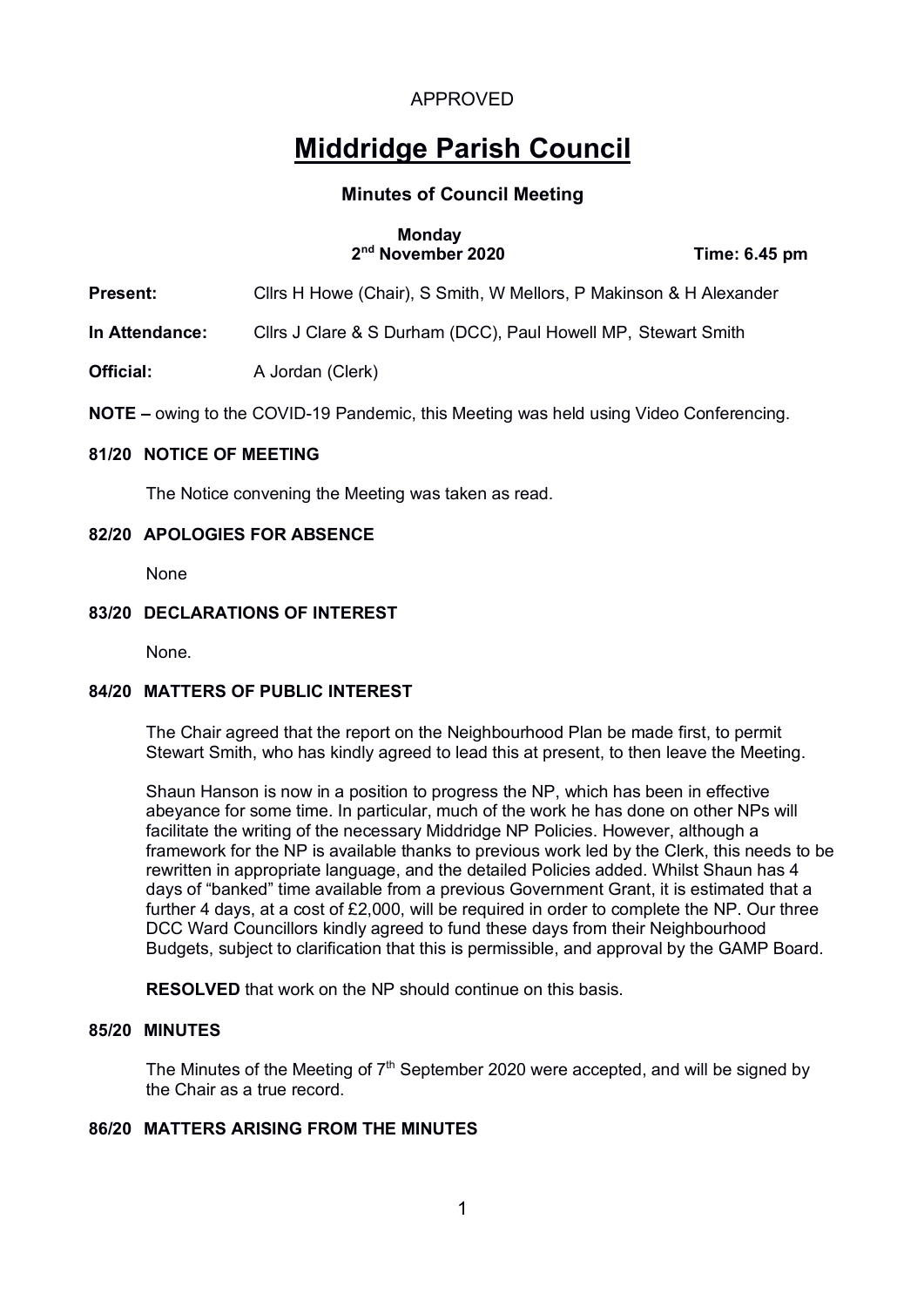APPROVED

# Middridge Parish Council

## Minutes of Council Meeting

**Monday**
**2nd November 2020** **Time: 6.45 pm**

**Present:** Cllrs H Howe (Chair), S Smith, W Mellors, P Makinson & H Alexander

**In Attendance:** Cllrs J Clare & S Durham (DCC), Paul Howell MP, Stewart Smith

**Official:** A Jordan (Clerk)

**NOTE –** owing to the COVID-19 Pandemic, this Meeting was held using Video Conferencing.

### 81/20 NOTICE OF MEETING

The Notice convening the Meeting was taken as read.

### 82/20 APOLOGIES FOR ABSENCE

None

### 83/20 DECLARATIONS OF INTEREST

None.

### 84/20 MATTERS OF PUBLIC INTEREST

The Chair agreed that the report on the Neighbourhood Plan be made first, to permit Stewart Smith, who has kindly agreed to lead this at present, to then leave the Meeting.

Shaun Hanson is now in a position to progress the NP, which has been in effective abeyance for some time. In particular, much of the work he has done on other NPs will facilitate the writing of the necessary Middridge NP Policies. However, although a framework for the NP is available thanks to previous work led by the Clerk, this needs to be rewritten in appropriate language, and the detailed Policies added. Whilst Shaun has 4 days of "banked" time available from a previous Government Grant, it is estimated that a further 4 days, at a cost of £2,000, will be required in order to complete the NP. Our three DCC Ward Councillors kindly agreed to fund these days from their Neighbourhood Budgets, subject to clarification that this is permissible, and approval by the GAMP Board.

**RESOLVED** that work on the NP should continue on this basis.

### 85/20 MINUTES

The Minutes of the Meeting of 7th September 2020 were accepted, and will be signed by the Chair as a true record.

### 86/20 MATTERS ARISING FROM THE MINUTES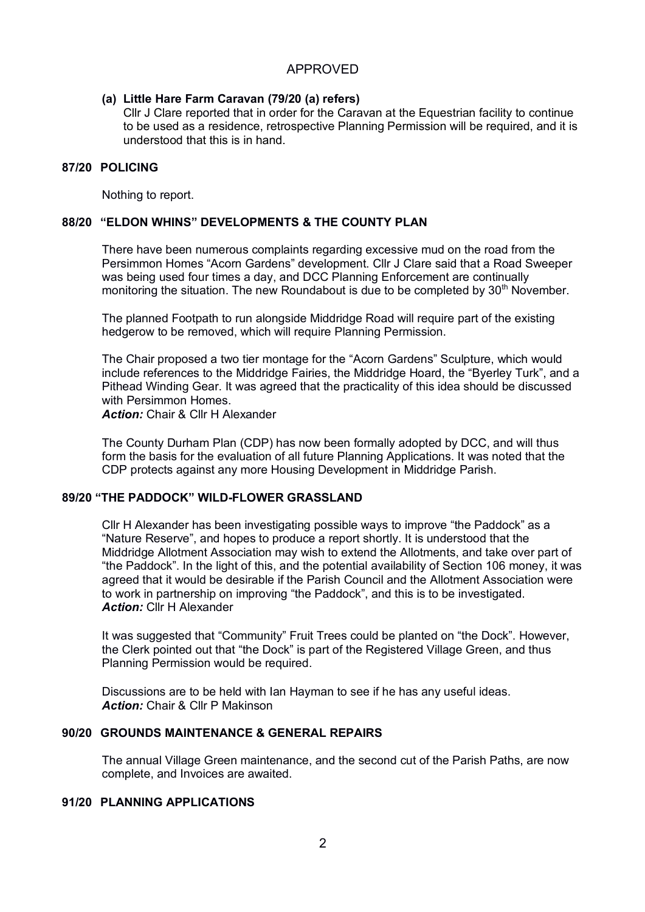APPROVED

**(a) Little Hare Farm Caravan (79/20 (a) refers)**
Cllr J Clare reported that in order for the Caravan at the Equestrian facility to continue to be used as a residence, retrospective Planning Permission will be required, and it is understood that this is in hand.

## 87/20 POLICING

Nothing to report.

## 88/20 "ELDON WHINS" DEVELOPMENTS & THE COUNTY PLAN

There have been numerous complaints regarding excessive mud on the road from the Persimmon Homes "Acorn Gardens" development. Cllr J Clare said that a Road Sweeper was being used four times a day, and DCC Planning Enforcement are continually monitoring the situation. The new Roundabout is due to be completed by 30th November.

The planned Footpath to run alongside Middridge Road will require part of the existing hedgerow to be removed, which will require Planning Permission.

The Chair proposed a two tier montage for the "Acorn Gardens" Sculpture, which would include references to the Middridge Fairies, the Middridge Hoard, the "Byerley Turk", and a Pithead Winding Gear. It was agreed that the practicality of this idea should be discussed with Persimmon Homes.
***Action:*** Chair & Cllr H Alexander

The County Durham Plan (CDP) has now been formally adopted by DCC, and will thus form the basis for the evaluation of all future Planning Applications. It was noted that the CDP protects against any more Housing Development in Middridge Parish.

## 89/20 "THE PADDOCK" WILD-FLOWER GRASSLAND

Cllr H Alexander has been investigating possible ways to improve "the Paddock" as a "Nature Reserve", and hopes to produce a report shortly. It is understood that the Middridge Allotment Association may wish to extend the Allotments, and take over part of "the Paddock". In the light of this, and the potential availability of Section 106 money, it was agreed that it would be desirable if the Parish Council and the Allotment Association were to work in partnership on improving "the Paddock", and this is to be investigated.
***Action:*** Cllr H Alexander

It was suggested that "Community" Fruit Trees could be planted on "the Dock". However, the Clerk pointed out that "the Dock" is part of the Registered Village Green, and thus Planning Permission would be required.

Discussions are to be held with Ian Hayman to see if he has any useful ideas.
***Action:*** Chair & Cllr P Makinson

## 90/20 GROUNDS MAINTENANCE & GENERAL REPAIRS

The annual Village Green maintenance, and the second cut of the Parish Paths, are now complete, and Invoices are awaited.

## 91/20 PLANNING APPLICATIONS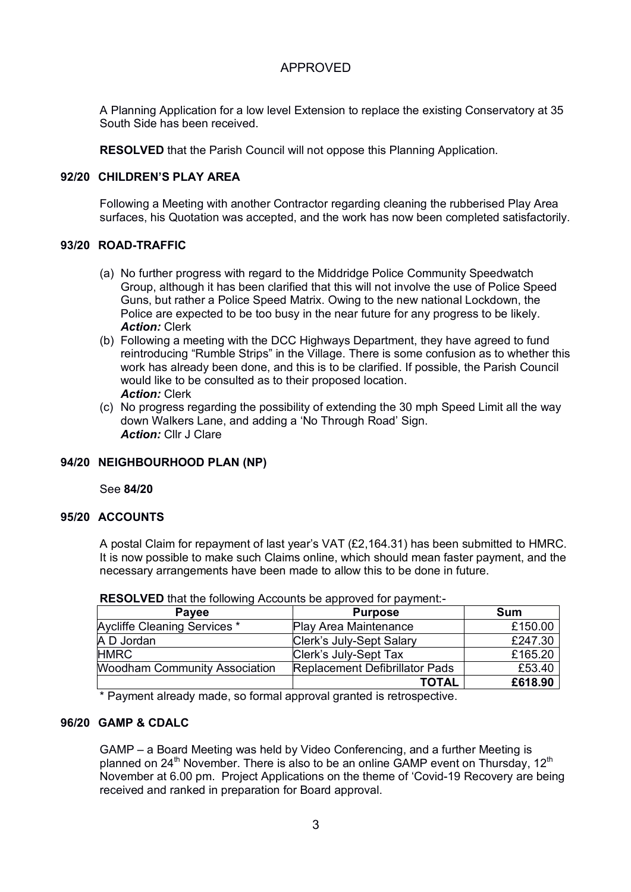APPROVED

A Planning Application for a low level Extension to replace the existing Conservatory at 35 South Side has been received.

**RESOLVED** that the Parish Council will not oppose this Planning Application.

### 92/20 CHILDREN'S PLAY AREA

Following a Meeting with another Contractor regarding cleaning the rubberised Play Area surfaces, his Quotation was accepted, and the work has now been completed satisfactorily.

### 93/20 ROAD-TRAFFIC

(a) No further progress with regard to the Middridge Police Community Speedwatch Group, although it has been clarified that this will not involve the use of Police Speed Guns, but rather a Police Speed Matrix. Owing to the new national Lockdown, the Police are expected to be too busy in the near future for any progress to be likely.
***Action:*** Clerk

(b) Following a meeting with the DCC Highways Department, they have agreed to fund reintroducing "Rumble Strips" in the Village. There is some confusion as to whether this work has already been done, and this is to be clarified. If possible, the Parish Council would like to be consulted as to their proposed location.
***Action:*** Clerk

(c) No progress regarding the possibility of extending the 30 mph Speed Limit all the way down Walkers Lane, and adding a 'No Through Road' Sign.
***Action:*** Cllr J Clare

### 94/20 NEIGHBOURHOOD PLAN (NP)

See **84/20**

### 95/20 ACCOUNTS

A postal Claim for repayment of last year's VAT (£2,164.31) has been submitted to HMRC. It is now possible to make such Claims online, which should mean faster payment, and the necessary arrangements have been made to allow this to be done in future.

**RESOLVED** that the following Accounts be approved for payment:-

| Payee | Purpose | Sum |
|---|---|---|
| Aycliffe Cleaning Services * | Play Area Maintenance | £150.00 |
| A D Jordan | Clerk's July-Sept Salary | £247.30 |
| HMRC | Clerk's July-Sept Tax | £165.20 |
| Woodham Community Association | Replacement Defibrillator Pads | £53.40 |
| | **TOTAL** | **£618.90** |

* Payment already made, so formal approval granted is retrospective.

### 96/20 GAMP & CDALC

GAMP – a Board Meeting was held by Video Conferencing, and a further Meeting is planned on 24th November. There is also to be an online GAMP event on Thursday, 12th November at 6.00 pm. Project Applications on the theme of 'Covid-19 Recovery are being received and ranked in preparation for Board approval.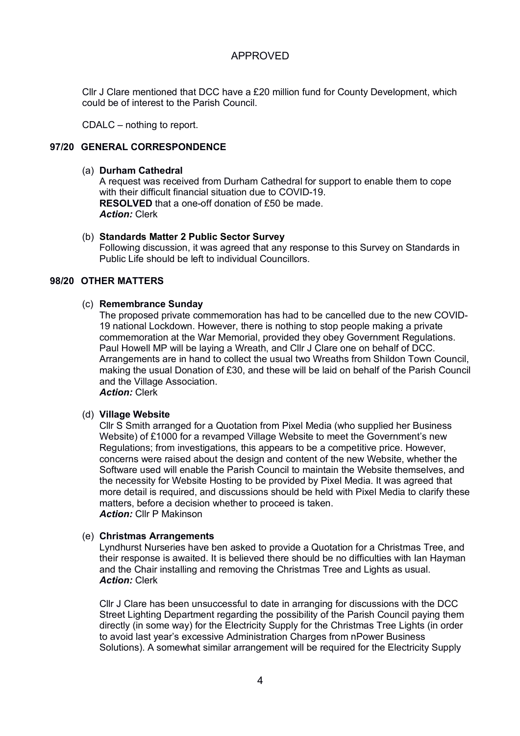APPROVED

Cllr J Clare mentioned that DCC have a £20 million fund for County Development, which could be of interest to the Parish Council.

CDALC – nothing to report.

### 97/20 GENERAL CORRESPONDENCE

(a) **Durham Cathedral**
A request was received from Durham Cathedral for support to enable them to cope with their difficult financial situation due to COVID-19.
**RESOLVED** that a one-off donation of £50 be made.
***Action:*** Clerk

(b) **Standards Matter 2 Public Sector Survey**
Following discussion, it was agreed that any response to this Survey on Standards in Public Life should be left to individual Councillors.

### 98/20 OTHER MATTERS

(c) **Remembrance Sunday**
The proposed private commemoration has had to be cancelled due to the new COVID-19 national Lockdown. However, there is nothing to stop people making a private commemoration at the War Memorial, provided they obey Government Regulations. Paul Howell MP will be laying a Wreath, and Cllr J Clare one on behalf of DCC. Arrangements are in hand to collect the usual two Wreaths from Shildon Town Council, making the usual Donation of £30, and these will be laid on behalf of the Parish Council and the Village Association.
***Action:*** Clerk

(d) **Village Website**
Cllr S Smith arranged for a Quotation from Pixel Media (who supplied her Business Website) of £1000 for a revamped Village Website to meet the Government's new Regulations; from investigations, this appears to be a competitive price. However, concerns were raised about the design and content of the new Website, whether the Software used will enable the Parish Council to maintain the Website themselves, and the necessity for Website Hosting to be provided by Pixel Media. It was agreed that more detail is required, and discussions should be held with Pixel Media to clarify these matters, before a decision whether to proceed is taken.
***Action:*** Cllr P Makinson

(e) **Christmas Arrangements**
Lyndhurst Nurseries have ben asked to provide a Quotation for a Christmas Tree, and their response is awaited. It is believed there should be no difficulties with Ian Hayman and the Chair installing and removing the Christmas Tree and Lights as usual.
***Action:*** Clerk

Cllr J Clare has been unsuccessful to date in arranging for discussions with the DCC Street Lighting Department regarding the possibility of the Parish Council paying them directly (in some way) for the Electricity Supply for the Christmas Tree Lights (in order to avoid last year's excessive Administration Charges from nPower Business Solutions). A somewhat similar arrangement will be required for the Electricity Supply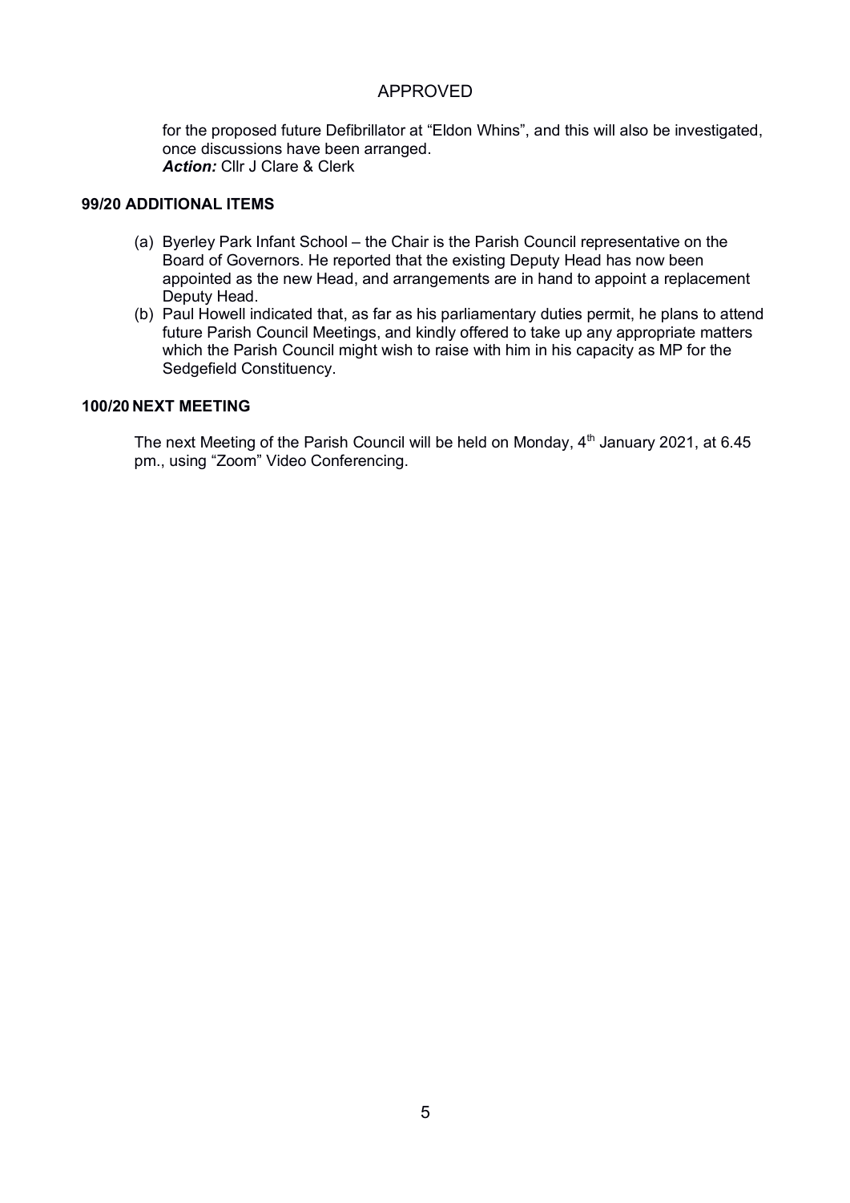APPROVED

for the proposed future Defibrillator at "Eldon Whins", and this will also be investigated, once discussions have been arranged.
***Action:*** Cllr J Clare & Clerk

**99/20 ADDITIONAL ITEMS**

(a) Byerley Park Infant School – the Chair is the Parish Council representative on the Board of Governors. He reported that the existing Deputy Head has now been appointed as the new Head, and arrangements are in hand to appoint a replacement Deputy Head.
(b) Paul Howell indicated that, as far as his parliamentary duties permit, he plans to attend future Parish Council Meetings, and kindly offered to take up any appropriate matters which the Parish Council might wish to raise with him in his capacity as MP for the Sedgefield Constituency.

**100/20 NEXT MEETING**

The next Meeting of the Parish Council will be held on Monday, 4th January 2021, at 6.45 pm., using "Zoom" Video Conferencing.